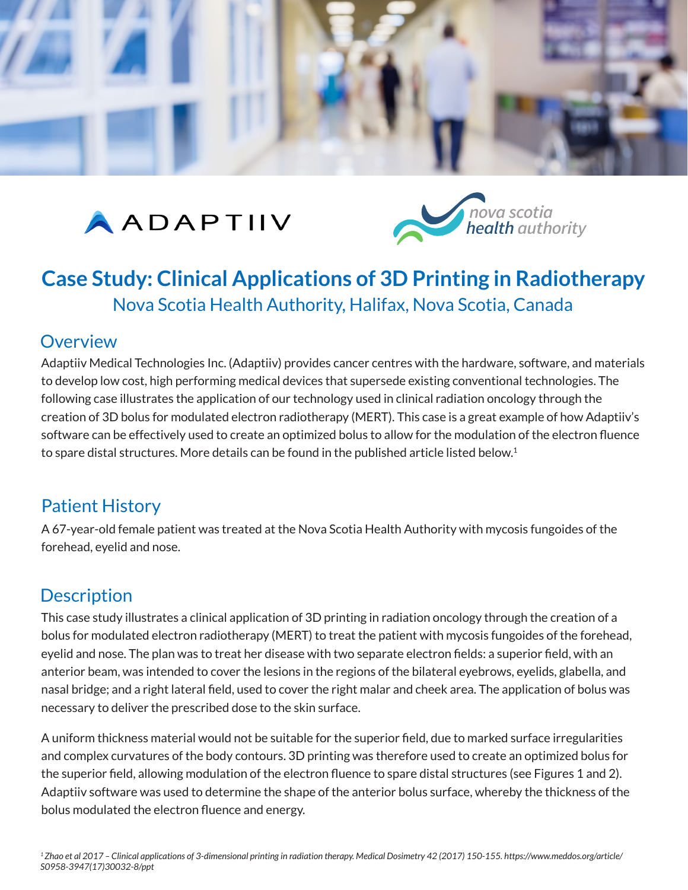ADAPTIIV

nova scotia health authority

# Case Study: Clinical Applications of 3D Printing in Radiotherapy

Nova Scotia Health Authority, Halifax, Nova Scotia, Canada

## Overview

Adaptiiv Medical Technologies Inc. (Adaptiiv) provides cancer centres with the hardware, software, and materials to develop low cost, high performing medical devices that supersede existing conventional technologies. The following case illustrates the application of our technology used in clinical radiation oncology through the creation of 3D bolus for modulated electron radiotherapy (MERT). This case is a great example of how Adaptiiv's software can be effectively used to create an optimized bolus to allow for the modulation of the electron fluence to spare distal structures. More details can be found in the published article listed below.[1]

## Patient History

A 67-year-old female patient was treated at the Nova Scotia Health Authority with mycosis fungoides of the forehead, eyelid and nose.

## Description

This case study illustrates a clinical application of 3D printing in radiation oncology through the creation of a bolus for modulated electron radiotherapy (MERT) to treat the patient with mycosis fungoides of the forehead, eyelid and nose. The plan was to treat her disease with two separate electron fields: a superior field, with an anterior beam, was intended to cover the lesions in the regions of the bilateral eyebrows, eyelids, glabella, and nasal bridge; and a right lateral field, used to cover the right malar and cheek area. The application of bolus was necessary to deliver the prescribed dose to the skin surface.

A uniform thickness material would not be suitable for the superior field, due to marked surface irregularities and complex curvatures of the body contours. 3D printing was therefore used to create an optimized bolus for the superior field, allowing modulation of the electron fluence to spare distal structures (see Figures 1 and 2). Adaptiiv software was used to determine the shape of the anterior bolus surface, whereby the thickness of the bolus modulated the electron fluence and energy.

*[1] Zhao et al 2017 – Clinical applications of 3-dimensional printing in radiation therapy. Medical Dosimetry 42 (2017) 150-155. https://www.meddos.org/article/S0958-3947(17)30032-8/ppt*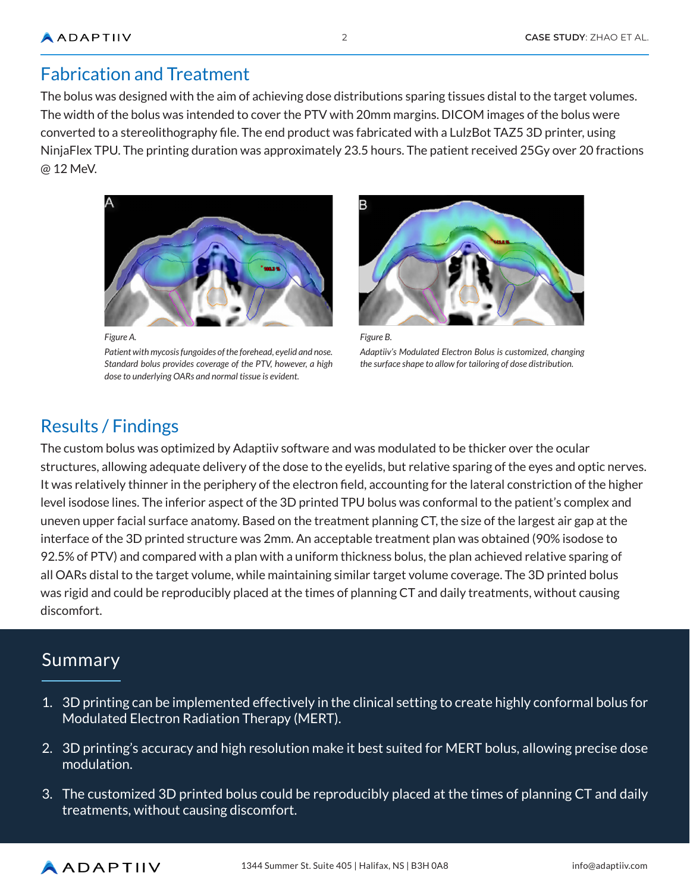## Fabrication and Treatment

The bolus was designed with the aim of achieving dose distributions sparing tissues distal to the target volumes. The width of the bolus was intended to cover the PTV with 20mm margins. DICOM images of the bolus were converted to a stereolithography file. The end product was fabricated with a LulzBot TAZ5 3D printer, using NinjaFlex TPU. The printing duration was approximately 23.5 hours. The patient received 25Gy over 20 fractions @ 12 MeV.

*Figure A.*

*Patient with mycosis fungoides of the forehead, eyelid and nose. Standard bolus provides coverage of the PTV, however, a high dose to underlying OARs and normal tissue is evident.*

*Figure B.*

*Adaptiiv's Modulated Electron Bolus is customized, changing the surface shape to allow for tailoring of dose distribution.*

## Results / Findings

The custom bolus was optimized by Adaptiiv software and was modulated to be thicker over the ocular structures, allowing adequate delivery of the dose to the eyelids, but relative sparing of the eyes and optic nerves. It was relatively thinner in the periphery of the electron field, accounting for the lateral constriction of the higher level isodose lines. The inferior aspect of the 3D printed TPU bolus was conformal to the patient's complex and uneven upper facial surface anatomy. Based on the treatment planning CT, the size of the largest air gap at the interface of the 3D printed structure was 2mm. An acceptable treatment plan was obtained (90% isodose to 92.5% of PTV) and compared with a plan with a uniform thickness bolus, the plan achieved relative sparing of all OARs distal to the target volume, while maintaining similar target volume coverage. The 3D printed bolus was rigid and could be reproducibly placed at the times of planning CT and daily treatments, without causing discomfort.

## Summary

1. 3D printing can be implemented effectively in the clinical setting to create highly conformal bolus for Modulated Electron Radiation Therapy (MERT).
2. 3D printing's accuracy and high resolution make it best suited for MERT bolus, allowing precise dose modulation.
3. The customized 3D printed bolus could be reproducibly placed at the times of planning CT and daily treatments, without causing discomfort.

1344 Summer St. Suite 405 | Halifax, NS | B3H 0A8 info@adaptiiv.com